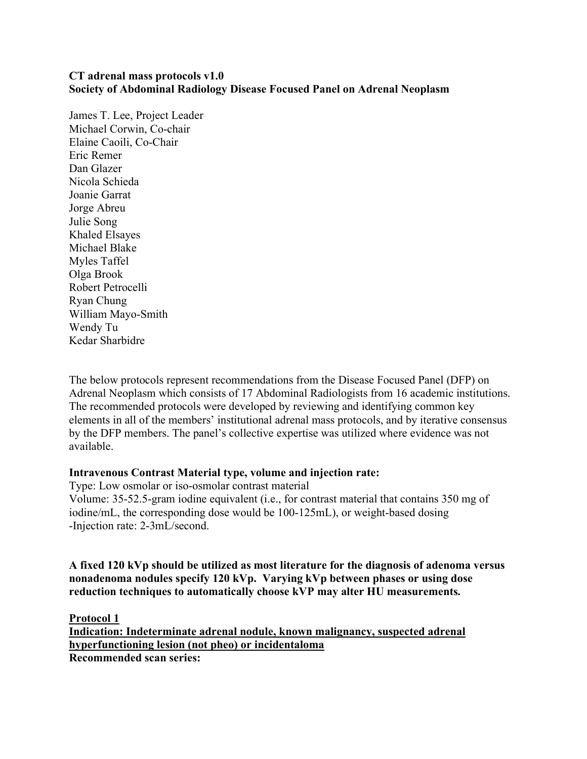**CT adrenal mass protocols v1.0**
**Society of Abdominal Radiology Disease Focused Panel on Adrenal Neoplasm**

James T. Lee, Project Leader
Michael Corwin, Co-chair
Elaine Caoili, Co-Chair
Eric Remer
Dan Glazer
Nicola Schieda
Joanie Garrat
Jorge Abreu
Julie Song
Khaled Elsayes
Michael Blake
Myles Taffel
Olga Brook
Robert Petrocelli
Ryan Chung
William Mayo-Smith
Wendy Tu
Kedar Sharbidre

The below protocols represent recommendations from the Disease Focused Panel (DFP) on Adrenal Neoplasm which consists of 17 Abdominal Radiologists from 16 academic institutions. The recommended protocols were developed by reviewing and identifying common key elements in all of the members' institutional adrenal mass protocols, and by iterative consensus by the DFP members. The panel's collective expertise was utilized where evidence was not available.

**Intravenous Contrast Material type, volume and injection rate:**
Type: Low osmolar or iso-osmolar contrast material
Volume: 35-52.5-gram iodine equivalent (i.e., for contrast material that contains 350 mg of iodine/mL, the corresponding dose would be 100-125mL), or weight-based dosing
-Injection rate: 2-3mL/second.

**A fixed 120 kVp should be utilized as most literature for the diagnosis of adenoma versus nonadenoma nodules specify 120 kVp. Varying kVp between phases or using dose reduction techniques to automatically choose kVP may alter HU measurements.**

**Protocol 1**
**Indication: Indeterminate adrenal nodule, known malignancy, suspected adrenal hyperfunctioning lesion (not pheo) or incidentaloma**
**Recommended scan series:**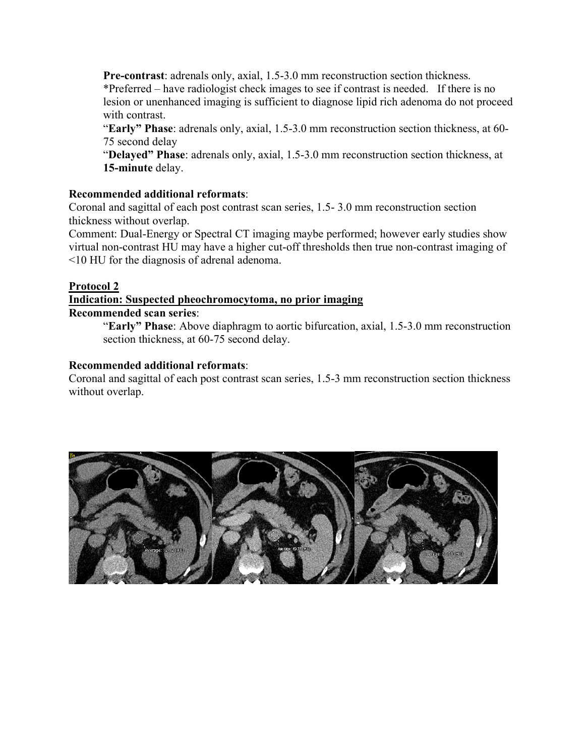**Pre-contrast**: adrenals only, axial, 1.5-3.0 mm reconstruction section thickness.
*Preferred – have radiologist check images to see if contrast is needed. If there is no lesion or unenhanced imaging is sufficient to diagnose lipid rich adenoma do not proceed with contrast.
"**Early" Phase**: adrenals only, axial, 1.5-3.0 mm reconstruction section thickness, at 60-75 second delay
"**Delayed" Phase**: adrenals only, axial, 1.5-3.0 mm reconstruction section thickness, at **15-minute** delay.

**Recommended additional reformats**:
Coronal and sagittal of each post contrast scan series, 1.5- 3.0 mm reconstruction section thickness without overlap.
Comment: Dual-Energy or Spectral CT imaging maybe performed; however early studies show virtual non-contrast HU may have a higher cut-off thresholds then true non-contrast imaging of <10 HU for the diagnosis of adrenal adenoma.

**Protocol 2**

**Indication: Suspected pheochromocytoma, no prior imaging**

**Recommended scan series**:
"**Early" Phase**: Above diaphragm to aortic bifurcation, axial, 1.5-3.0 mm reconstruction section thickness, at 60-75 second delay.

**Recommended additional reformats**:
Coronal and sagittal of each post contrast scan series, 1.5-3 mm reconstruction section thickness without overlap.